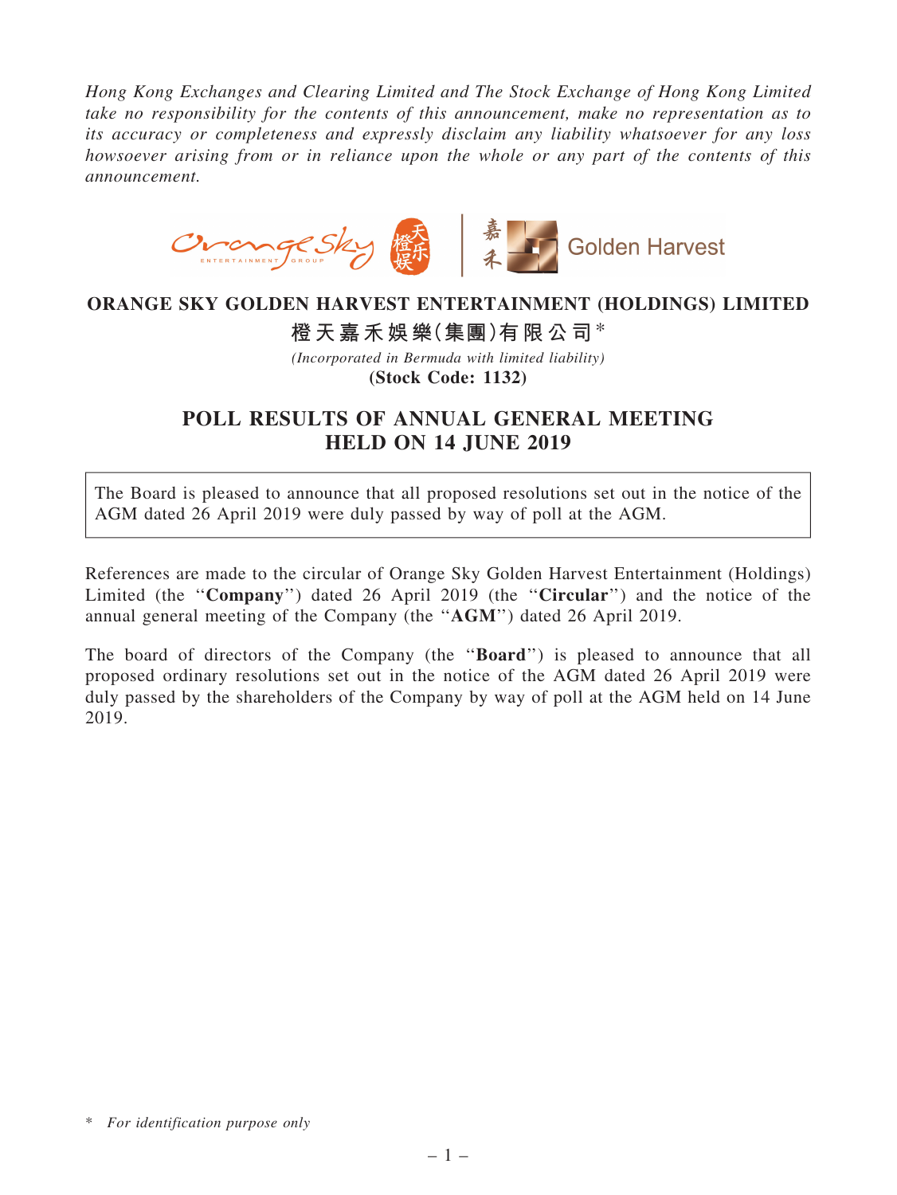*Hong Kong Exchanges and Clearing Limited and The Stock Exchange of Hong Kong Limited take no responsibility for the contents of this announcement, make no representation as to its accuracy or completeness and expressly disclaim any liability whatsoever for any loss howsoever arising from or in reliance upon the whole or any part of the contents of this announcement.*

# ORANGE SKY GOLDEN HARVEST ENTERTAINMENT (HOLDINGS) LIMITED

# 橙天嘉禾娛樂(集團)有限公司*

*(Incorporated in Bermuda with limited liability)*

**(Stock Code: 1132)**

## POLL RESULTS OF ANNUAL GENERAL MEETING HELD ON 14 JUNE 2019

The Board is pleased to announce that all proposed resolutions set out in the notice of the AGM dated 26 April 2019 were duly passed by way of poll at the AGM.

References are made to the circular of Orange Sky Golden Harvest Entertainment (Holdings) Limited (the "**Company**") dated 26 April 2019 (the "**Circular**") and the notice of the annual general meeting of the Company (the "**AGM**") dated 26 April 2019.

The board of directors of the Company (the "**Board**") is pleased to announce that all proposed ordinary resolutions set out in the notice of the AGM dated 26 April 2019 were duly passed by the shareholders of the Company by way of poll at the AGM held on 14 June 2019.

\* *For identification purpose only*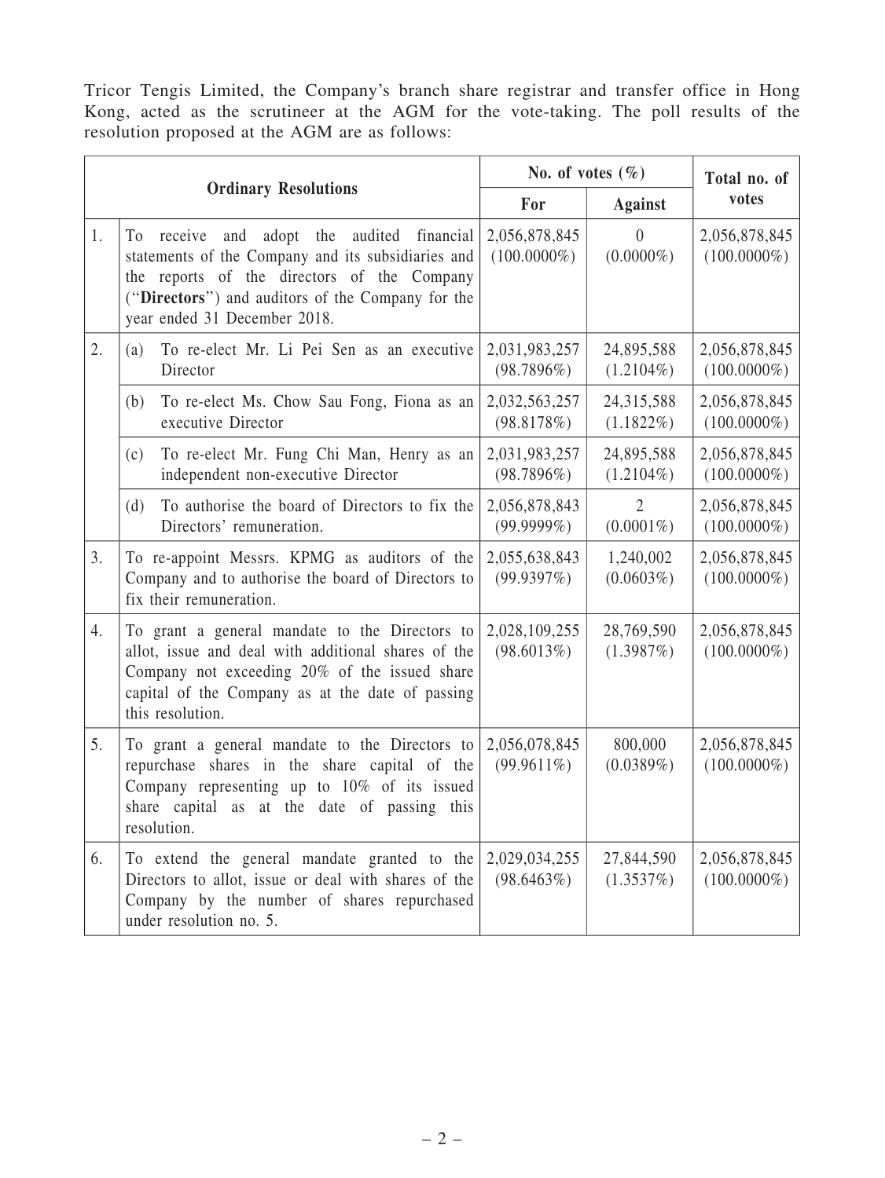Tricor Tengis Limited, the Company's branch share registrar and transfer office in Hong Kong, acted as the scrutineer at the AGM for the vote-taking. The poll results of the resolution proposed at the AGM are as follows:

| Ordinary Resolutions | | No. of votes (%) | | Total no. of votes |
|---|---|---|---|---|
| | | For | Against | |
| 1. | To receive and adopt the audited financial statements of the Company and its subsidiaries and the reports of the directors of the Company ("**Directors**") and auditors of the Company for the year ended 31 December 2018. | 2,056,878,845 (100.0000%) | 0 (0.0000%) | 2,056,878,845 (100.0000%) |
| 2. | (a) To re-elect Mr. Li Pei Sen as an executive Director | 2,031,983,257 (98.7896%) | 24,895,588 (1.2104%) | 2,056,878,845 (100.0000%) |
| | (b) To re-elect Ms. Chow Sau Fong, Fiona as an executive Director | 2,032,563,257 (98.8178%) | 24,315,588 (1.1822%) | 2,056,878,845 (100.0000%) |
| | (c) To re-elect Mr. Fung Chi Man, Henry as an independent non-executive Director | 2,031,983,257 (98.7896%) | 24,895,588 (1.2104%) | 2,056,878,845 (100.0000%) |
| | (d) To authorise the board of Directors to fix the Directors' remuneration. | 2,056,878,843 (99.9999%) | 2 (0.0001%) | 2,056,878,845 (100.0000%) |
| 3. | To re-appoint Messrs. KPMG as auditors of the Company and to authorise the board of Directors to fix their remuneration. | 2,055,638,843 (99.9397%) | 1,240,002 (0.0603%) | 2,056,878,845 (100.0000%) |
| 4. | To grant a general mandate to the Directors to allot, issue and deal with additional shares of the Company not exceeding 20% of the issued share capital of the Company as at the date of passing this resolution. | 2,028,109,255 (98.6013%) | 28,769,590 (1.3987%) | 2,056,878,845 (100.0000%) |
| 5. | To grant a general mandate to the Directors to repurchase shares in the share capital of the Company representing up to 10% of its issued share capital as at the date of passing this resolution. | 2,056,078,845 (99.9611%) | 800,000 (0.0389%) | 2,056,878,845 (100.0000%) |
| 6. | To extend the general mandate granted to the Directors to allot, issue or deal with shares of the Company by the number of shares repurchased under resolution no. 5. | 2,029,034,255 (98.6463%) | 27,844,590 (1.3537%) | 2,056,878,845 (100.0000%) |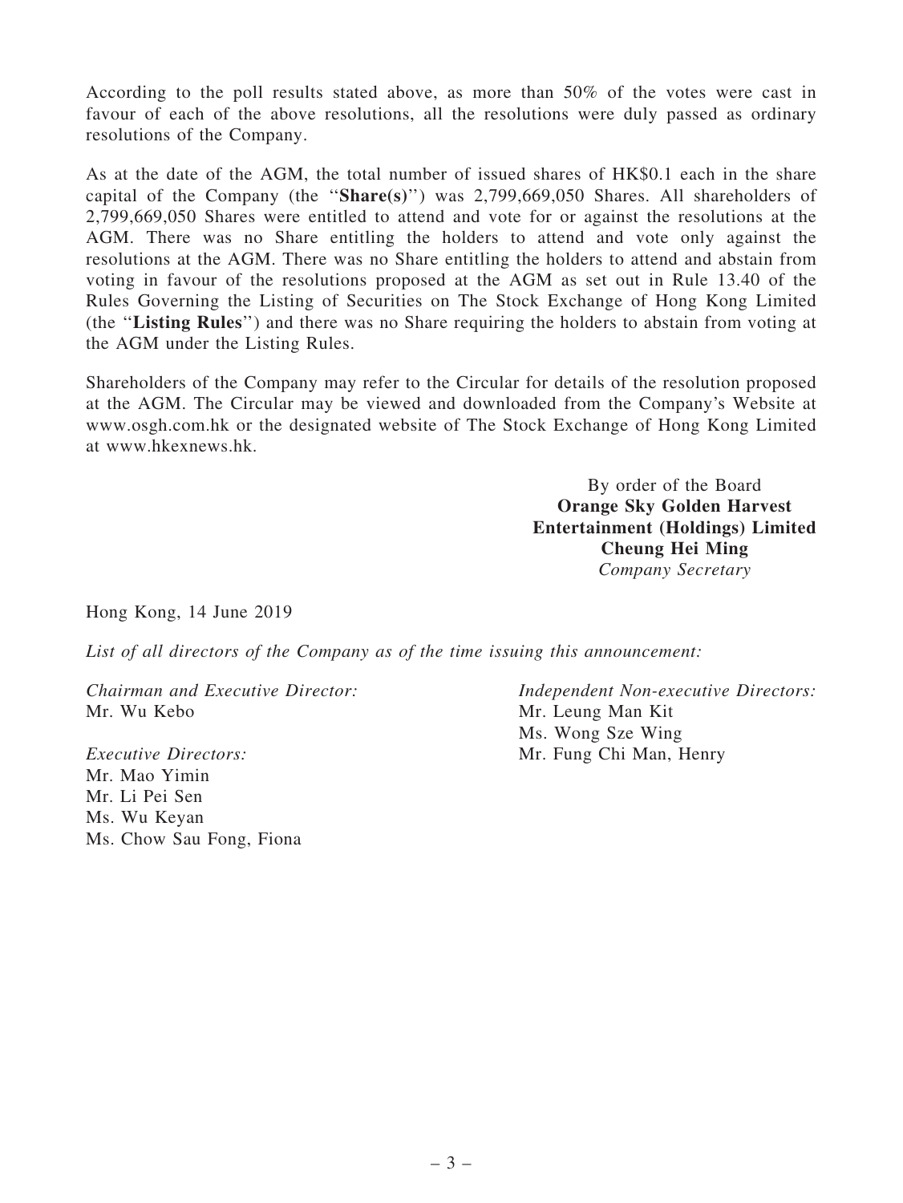According to the poll results stated above, as more than 50% of the votes were cast in favour of each of the above resolutions, all the resolutions were duly passed as ordinary resolutions of the Company.

As at the date of the AGM, the total number of issued shares of HK$0.1 each in the share capital of the Company (the ''**Share(s)**'') was 2,799,669,050 Shares. All shareholders of 2,799,669,050 Shares were entitled to attend and vote for or against the resolutions at the AGM. There was no Share entitling the holders to attend and vote only against the resolutions at the AGM. There was no Share entitling the holders to attend and abstain from voting in favour of the resolutions proposed at the AGM as set out in Rule 13.40 of the Rules Governing the Listing of Securities on The Stock Exchange of Hong Kong Limited (the ''**Listing Rules**'') and there was no Share requiring the holders to abstain from voting at the AGM under the Listing Rules.

Shareholders of the Company may refer to the Circular for details of the resolution proposed at the AGM. The Circular may be viewed and downloaded from the Company's Website at www.osgh.com.hk or the designated website of The Stock Exchange of Hong Kong Limited at www.hkexnews.hk.

By order of the Board
**Orange Sky Golden Harvest Entertainment (Holdings) Limited**
**Cheung Hei Ming**
*Company Secretary*

Hong Kong, 14 June 2019

*List of all directors of the Company as of the time issuing this announcement:*

*Chairman and Executive Director:*
Mr. Wu Kebo

*Executive Directors:*
Mr. Mao Yimin
Mr. Li Pei Sen
Ms. Wu Keyan
Ms. Chow Sau Fong, Fiona

*Independent Non-executive Directors:*
Mr. Leung Man Kit
Ms. Wong Sze Wing
Mr. Fung Chi Man, Henry